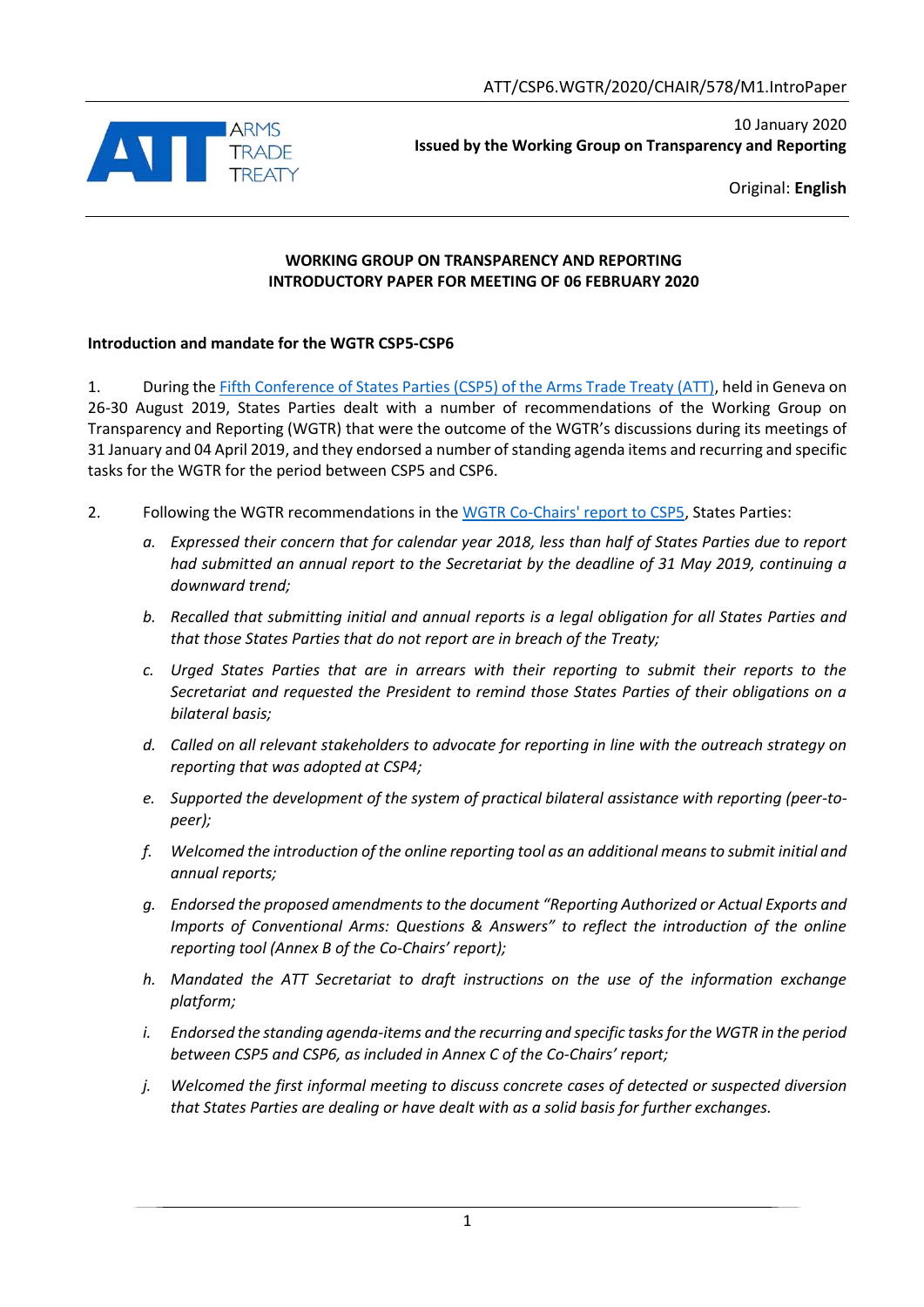ATT/CSP6.WGTR/2020/CHAIR/578/M1.IntroPaper

10 January 2020

**Issued by the Working Group on Transparency and Reporting**

Original: **English**

**WORKING GROUP ON TRANSPARENCY AND REPORTING**
**INTRODUCTORY PAPER FOR MEETING OF 06 FEBRUARY 2020**

**Introduction and mandate for the WGTR CSP5-CSP6**

1. During the Fifth Conference of States Parties (CSP5) of the Arms Trade Treaty (ATT), held in Geneva on 26-30 August 2019, States Parties dealt with a number of recommendations of the Working Group on Transparency and Reporting (WGTR) that were the outcome of the WGTR's discussions during its meetings of 31 January and 04 April 2019, and they endorsed a number of standing agenda items and recurring and specific tasks for the WGTR for the period between CSP5 and CSP6.

2. Following the WGTR recommendations in the WGTR Co-Chairs' report to CSP5, States Parties:

   a. *Expressed their concern that for calendar year 2018, less than half of States Parties due to report had submitted an annual report to the Secretariat by the deadline of 31 May 2019, continuing a downward trend;*

   b. *Recalled that submitting initial and annual reports is a legal obligation for all States Parties and that those States Parties that do not report are in breach of the Treaty;*

   c. *Urged States Parties that are in arrears with their reporting to submit their reports to the Secretariat and requested the President to remind those States Parties of their obligations on a bilateral basis;*

   d. *Called on all relevant stakeholders to advocate for reporting in line with the outreach strategy on reporting that was adopted at CSP4;*

   e. *Supported the development of the system of practical bilateral assistance with reporting (peer-to-peer);*

   f. *Welcomed the introduction of the online reporting tool as an additional means to submit initial and annual reports;*

   g. *Endorsed the proposed amendments to the document "Reporting Authorized or Actual Exports and Imports of Conventional Arms: Questions & Answers" to reflect the introduction of the online reporting tool (Annex B of the Co-Chairs' report);*

   h. *Mandated the ATT Secretariat to draft instructions on the use of the information exchange platform;*

   i. *Endorsed the standing agenda-items and the recurring and specific tasks for the WGTR in the period between CSP5 and CSP6, as included in Annex C of the Co-Chairs' report;*

   j. *Welcomed the first informal meeting to discuss concrete cases of detected or suspected diversion that States Parties are dealing or have dealt with as a solid basis for further exchanges.*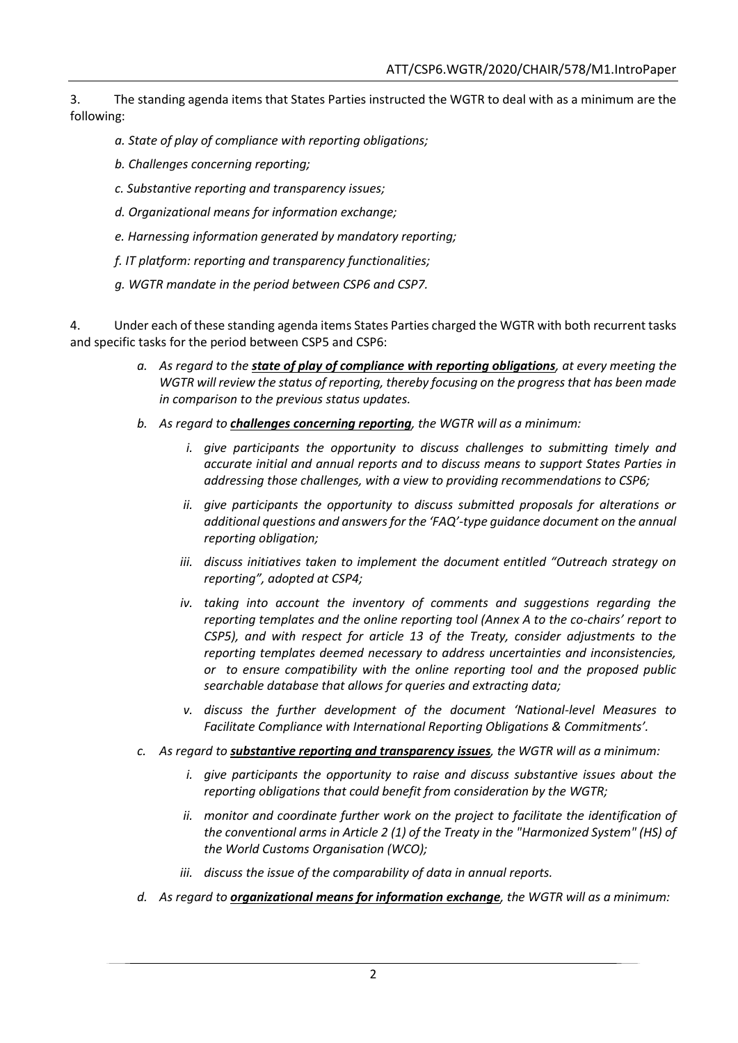3. The standing agenda items that States Parties instructed the WGTR to deal with as a minimum are the following:

   *a. State of play of compliance with reporting obligations;*

   *b. Challenges concerning reporting;*

   *c. Substantive reporting and transparency issues;*

   *d. Organizational means for information exchange;*

   *e. Harnessing information generated by mandatory reporting;*

   *f. IT platform: reporting and transparency functionalities;*

   *g. WGTR mandate in the period between CSP6 and CSP7.*

4. Under each of these standing agenda items States Parties charged the WGTR with both recurrent tasks and specific tasks for the period between CSP5 and CSP6:

   *a. As regard to the* ***state of play of compliance with reporting obligations****, at every meeting the WGTR will review the status of reporting, thereby focusing on the progress that has been made in comparison to the previous status updates.*

   *b. As regard to* ***challenges concerning reporting****, the WGTR will as a minimum:*

      *i. give participants the opportunity to discuss challenges to submitting timely and accurate initial and annual reports and to discuss means to support States Parties in addressing those challenges, with a view to providing recommendations to CSP6;*

      *ii. give participants the opportunity to discuss submitted proposals for alterations or additional questions and answers for the 'FAQ'-type guidance document on the annual reporting obligation;*

      *iii. discuss initiatives taken to implement the document entitled "Outreach strategy on reporting", adopted at CSP4;*

      *iv. taking into account the inventory of comments and suggestions regarding the reporting templates and the online reporting tool (Annex A to the co-chairs' report to CSP5), and with respect for article 13 of the Treaty, consider adjustments to the reporting templates deemed necessary to address uncertainties and inconsistencies, or to ensure compatibility with the online reporting tool and the proposed public searchable database that allows for queries and extracting data;*

      *v. discuss the further development of the document 'National-level Measures to Facilitate Compliance with International Reporting Obligations & Commitments'.*

   *c. As regard to* ***substantive reporting and transparency issues****, the WGTR will as a minimum:*

      *i. give participants the opportunity to raise and discuss substantive issues about the reporting obligations that could benefit from consideration by the WGTR;*

      *ii. monitor and coordinate further work on the project to facilitate the identification of the conventional arms in Article 2 (1) of the Treaty in the "Harmonized System" (HS) of the World Customs Organisation (WCO);*

      *iii. discuss the issue of the comparability of data in annual reports.*

   *d. As regard to* ***organizational means for information exchange****, the WGTR will as a minimum:*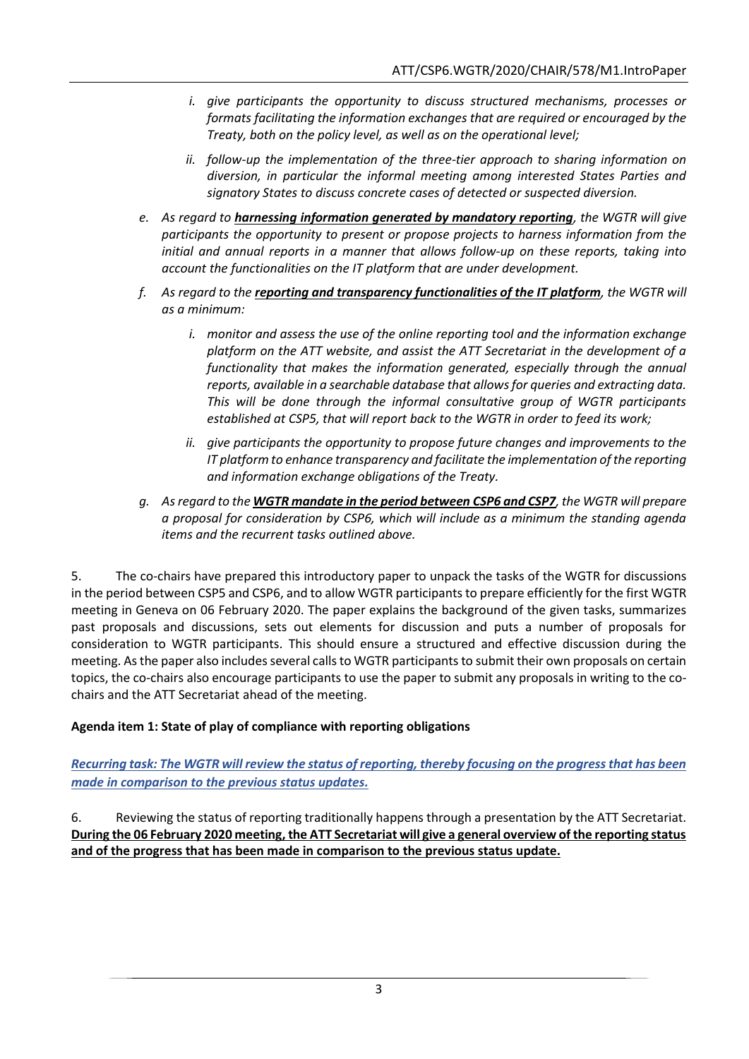*i. give participants the opportunity to discuss structured mechanisms, processes or formats facilitating the information exchanges that are required or encouraged by the Treaty, both on the policy level, as well as on the operational level;*

*ii. follow-up the implementation of the three-tier approach to sharing information on diversion, in particular the informal meeting among interested States Parties and signatory States to discuss concrete cases of detected or suspected diversion.*

*e. As regard to **harnessing information generated by mandatory reporting**, the WGTR will give participants the opportunity to present or propose projects to harness information from the initial and annual reports in a manner that allows follow-up on these reports, taking into account the functionalities on the IT platform that are under development.*

*f. As regard to the **reporting and transparency functionalities of the IT platform**, the WGTR will as a minimum:*

*i. monitor and assess the use of the online reporting tool and the information exchange platform on the ATT website, and assist the ATT Secretariat in the development of a functionality that makes the information generated, especially through the annual reports, available in a searchable database that allows for queries and extracting data. This will be done through the informal consultative group of WGTR participants established at CSP5, that will report back to the WGTR in order to feed its work;*

*ii. give participants the opportunity to propose future changes and improvements to the IT platform to enhance transparency and facilitate the implementation of the reporting and information exchange obligations of the Treaty.*

*g. As regard to the **WGTR mandate in the period between CSP6 and CSP7**, the WGTR will prepare a proposal for consideration by CSP6, which will include as a minimum the standing agenda items and the recurrent tasks outlined above.*

5. The co-chairs have prepared this introductory paper to unpack the tasks of the WGTR for discussions in the period between CSP5 and CSP6, and to allow WGTR participants to prepare efficiently for the first WGTR meeting in Geneva on 06 February 2020. The paper explains the background of the given tasks, summarizes past proposals and discussions, sets out elements for discussion and puts a number of proposals for consideration to WGTR participants. This should ensure a structured and effective discussion during the meeting. As the paper also includes several calls to WGTR participants to submit their own proposals on certain topics, the co-chairs also encourage participants to use the paper to submit any proposals in writing to the co-chairs and the ATT Secretariat ahead of the meeting.

**Agenda item 1: State of play of compliance with reporting obligations**

*Recurring task: The WGTR will review the status of reporting, thereby focusing on the progress that has been made in comparison to the previous status updates.*

6. Reviewing the status of reporting traditionally happens through a presentation by the ATT Secretariat. **During the 06 February 2020 meeting, the ATT Secretariat will give a general overview of the reporting status and of the progress that has been made in comparison to the previous status update.**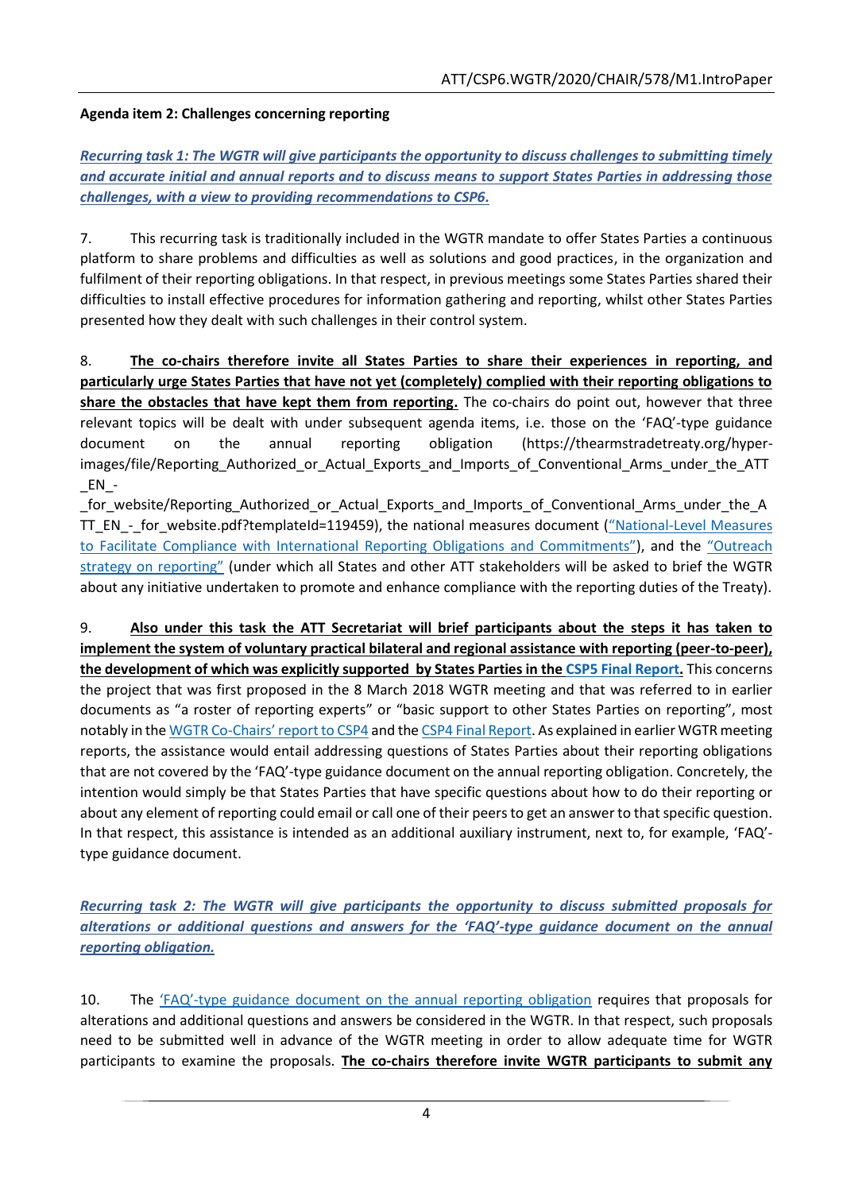**Agenda item 2: Challenges concerning reporting**

***Recurring task 1: The WGTR will give participants the opportunity to discuss challenges to submitting timely and accurate initial and annual reports and to discuss means to support States Parties in addressing those challenges, with a view to providing recommendations to CSP6.***

7. This recurring task is traditionally included in the WGTR mandate to offer States Parties a continuous platform to share problems and difficulties as well as solutions and good practices, in the organization and fulfilment of their reporting obligations. In that respect, in previous meetings some States Parties shared their difficulties to install effective procedures for information gathering and reporting, whilst other States Parties presented how they dealt with such challenges in their control system.

8. **The co-chairs therefore invite all States Parties to share their experiences in reporting, and particularly urge States Parties that have not yet (completely) complied with their reporting obligations to share the obstacles that have kept them from reporting.** The co-chairs do point out, however that three relevant topics will be dealt with under subsequent agenda items, i.e. those on the 'FAQ'-type guidance document on the annual reporting obligation (https://thearmstradetreaty.org/hyper-images/file/Reporting_Authorized_or_Actual_Exports_and_Imports_of_Conventional_Arms_under_the_ATT_EN_-_for_website/Reporting_Authorized_or_Actual_Exports_and_Imports_of_Conventional_Arms_under_the_ATT_EN_-_for_website.pdf?templateId=119459), the national measures document ("National-Level Measures to Facilitate Compliance with International Reporting Obligations and Commitments"), and the "Outreach strategy on reporting" (under which all States and other ATT stakeholders will be asked to brief the WGTR about any initiative undertaken to promote and enhance compliance with the reporting duties of the Treaty).

9. **Also under this task the ATT Secretariat will brief participants about the steps it has taken to implement the system of voluntary practical bilateral and regional assistance with reporting (peer-to-peer), the development of which was explicitly supported by States Parties in the CSP5 Final Report.** This concerns the project that was first proposed in the 8 March 2018 WGTR meeting and that was referred to in earlier documents as "a roster of reporting experts" or "basic support to other States Parties on reporting", most notably in the WGTR Co-Chairs' report to CSP4 and the CSP4 Final Report. As explained in earlier WGTR meeting reports, the assistance would entail addressing questions of States Parties about their reporting obligations that are not covered by the 'FAQ'-type guidance document on the annual reporting obligation. Concretely, the intention would simply be that States Parties that have specific questions about how to do their reporting or about any element of reporting could email or call one of their peers to get an answer to that specific question. In that respect, this assistance is intended as an additional auxiliary instrument, next to, for example, 'FAQ'-type guidance document.

***Recurring task 2: The WGTR will give participants the opportunity to discuss submitted proposals for alterations or additional questions and answers for the 'FAQ'-type guidance document on the annual reporting obligation.***

10. The 'FAQ'-type guidance document on the annual reporting obligation requires that proposals for alterations and additional questions and answers be considered in the WGTR. In that respect, such proposals need to be submitted well in advance of the WGTR meeting in order to allow adequate time for WGTR participants to examine the proposals. **The co-chairs therefore invite WGTR participants to submit any**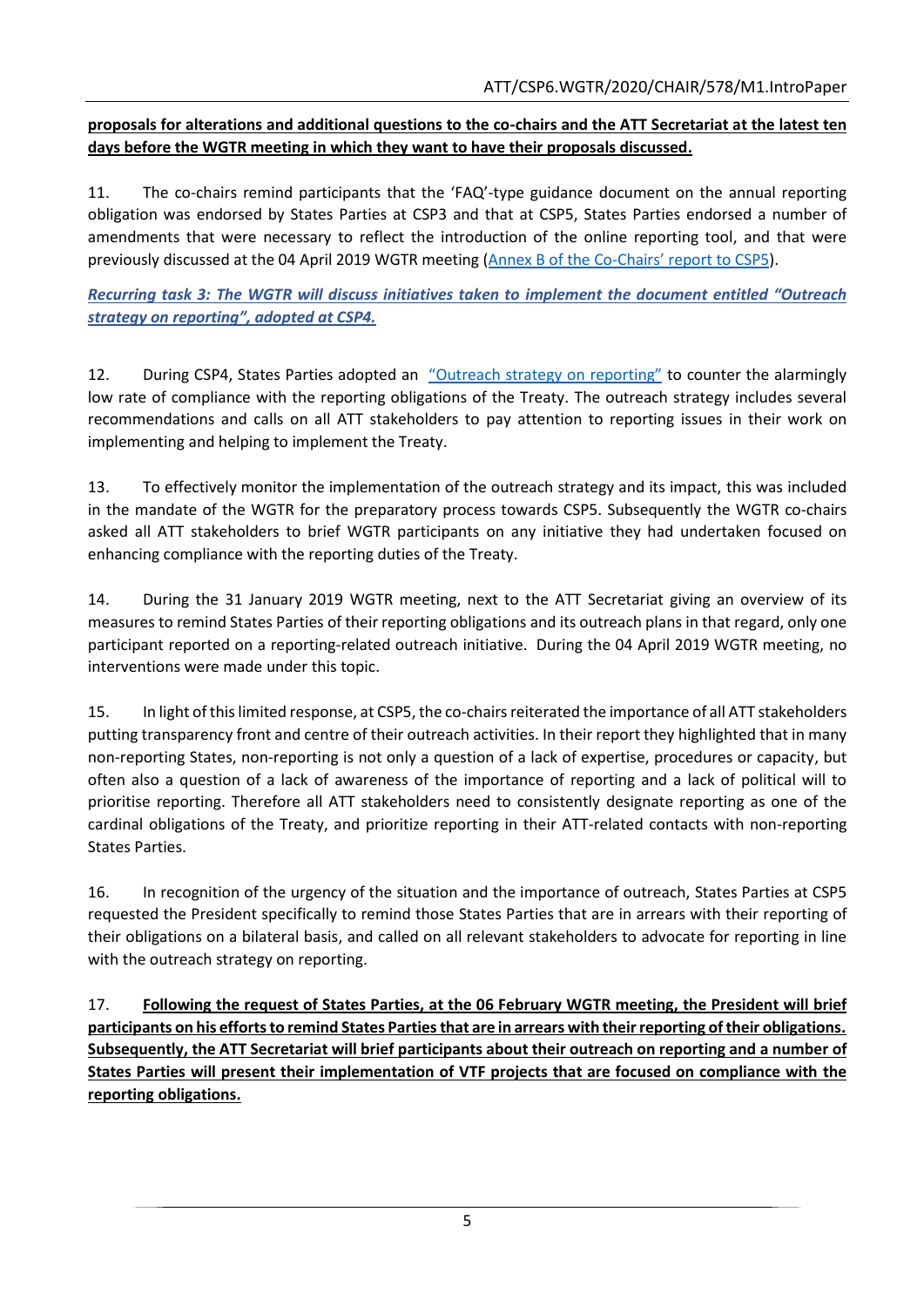**proposals for alterations and additional questions to the co-chairs and the ATT Secretariat at the latest ten days before the WGTR meeting in which they want to have their proposals discussed.**

11. The co-chairs remind participants that the 'FAQ'-type guidance document on the annual reporting obligation was endorsed by States Parties at CSP3 and that at CSP5, States Parties endorsed a number of amendments that were necessary to reflect the introduction of the online reporting tool, and that were previously discussed at the 04 April 2019 WGTR meeting (Annex B of the Co-Chairs' report to CSP5).

***Recurring task 3: The WGTR will discuss initiatives taken to implement the document entitled "Outreach strategy on reporting", adopted at CSP4.***

12. During CSP4, States Parties adopted an "Outreach strategy on reporting" to counter the alarmingly low rate of compliance with the reporting obligations of the Treaty. The outreach strategy includes several recommendations and calls on all ATT stakeholders to pay attention to reporting issues in their work on implementing and helping to implement the Treaty.

13. To effectively monitor the implementation of the outreach strategy and its impact, this was included in the mandate of the WGTR for the preparatory process towards CSP5. Subsequently the WGTR co-chairs asked all ATT stakeholders to brief WGTR participants on any initiative they had undertaken focused on enhancing compliance with the reporting duties of the Treaty.

14. During the 31 January 2019 WGTR meeting, next to the ATT Secretariat giving an overview of its measures to remind States Parties of their reporting obligations and its outreach plans in that regard, only one participant reported on a reporting-related outreach initiative. During the 04 April 2019 WGTR meeting, no interventions were made under this topic.

15. In light of this limited response, at CSP5, the co-chairs reiterated the importance of all ATT stakeholders putting transparency front and centre of their outreach activities. In their report they highlighted that in many non-reporting States, non-reporting is not only a question of a lack of expertise, procedures or capacity, but often also a question of a lack of awareness of the importance of reporting and a lack of political will to prioritise reporting. Therefore all ATT stakeholders need to consistently designate reporting as one of the cardinal obligations of the Treaty, and prioritize reporting in their ATT-related contacts with non-reporting States Parties.

16. In recognition of the urgency of the situation and the importance of outreach, States Parties at CSP5 requested the President specifically to remind those States Parties that are in arrears with their reporting of their obligations on a bilateral basis, and called on all relevant stakeholders to advocate for reporting in line with the outreach strategy on reporting.

17. **Following the request of States Parties, at the 06 February WGTR meeting, the President will brief participants on his efforts to remind States Parties that are in arrears with their reporting of their obligations. Subsequently, the ATT Secretariat will brief participants about their outreach on reporting and a number of States Parties will present their implementation of VTF projects that are focused on compliance with the reporting obligations.**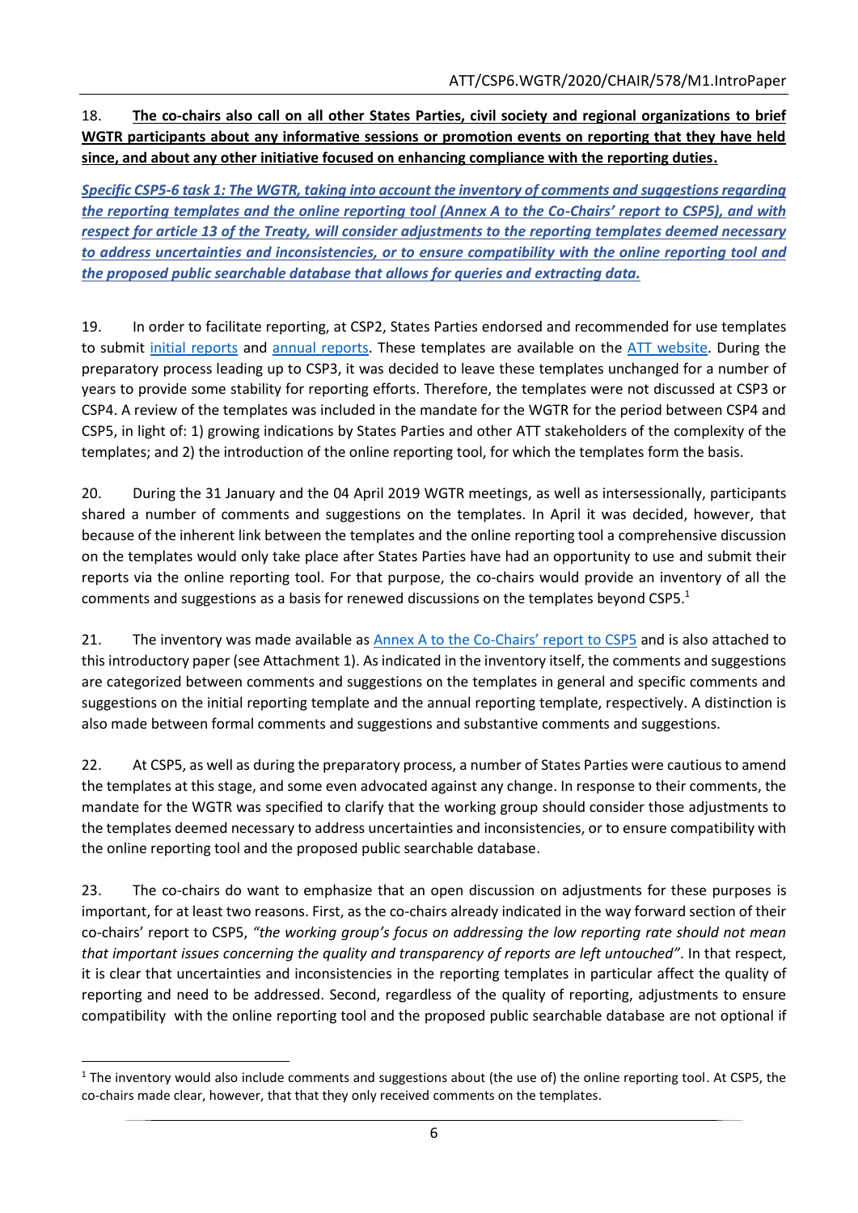18. **The co-chairs also call on all other States Parties, civil society and regional organizations to brief WGTR participants about any informative sessions or promotion events on reporting that they have held since, and about any other initiative focused on enhancing compliance with the reporting duties.**

***Specific CSP5-6 task 1: The WGTR, taking into account the inventory of comments and suggestions regarding the reporting templates and the online reporting tool (Annex A to the Co-Chairs' report to CSP5), and with respect for article 13 of the Treaty, will consider adjustments to the reporting templates deemed necessary to address uncertainties and inconsistencies, or to ensure compatibility with the online reporting tool and the proposed public searchable database that allows for queries and extracting data.***

19. In order to facilitate reporting, at CSP2, States Parties endorsed and recommended for use templates to submit initial reports and annual reports. These templates are available on the ATT website. During the preparatory process leading up to CSP3, it was decided to leave these templates unchanged for a number of years to provide some stability for reporting efforts. Therefore, the templates were not discussed at CSP3 or CSP4. A review of the templates was included in the mandate for the WGTR for the period between CSP4 and CSP5, in light of: 1) growing indications by States Parties and other ATT stakeholders of the complexity of the templates; and 2) the introduction of the online reporting tool, for which the templates form the basis.

20. During the 31 January and the 04 April 2019 WGTR meetings, as well as intersessionally, participants shared a number of comments and suggestions on the templates. In April it was decided, however, that because of the inherent link between the templates and the online reporting tool a comprehensive discussion on the templates would only take place after States Parties have had an opportunity to use and submit their reports via the online reporting tool. For that purpose, the co-chairs would provide an inventory of all the comments and suggestions as a basis for renewed discussions on the templates beyond CSP5.[1]

21. The inventory was made available as Annex A to the Co-Chairs' report to CSP5 and is also attached to this introductory paper (see Attachment 1). As indicated in the inventory itself, the comments and suggestions are categorized between comments and suggestions on the templates in general and specific comments and suggestions on the initial reporting template and the annual reporting template, respectively. A distinction is also made between formal comments and suggestions and substantive comments and suggestions.

22. At CSP5, as well as during the preparatory process, a number of States Parties were cautious to amend the templates at this stage, and some even advocated against any change. In response to their comments, the mandate for the WGTR was specified to clarify that the working group should consider those adjustments to the templates deemed necessary to address uncertainties and inconsistencies, or to ensure compatibility with the online reporting tool and the proposed public searchable database.

23. The co-chairs do want to emphasize that an open discussion on adjustments for these purposes is important, for at least two reasons. First, as the co-chairs already indicated in the way forward section of their co-chairs' report to CSP5, *"the working group's focus on addressing the low reporting rate should not mean that important issues concerning the quality and transparency of reports are left untouched"*. In that respect, it is clear that uncertainties and inconsistencies in the reporting templates in particular affect the quality of reporting and need to be addressed. Second, regardless of the quality of reporting, adjustments to ensure compatibility with the online reporting tool and the proposed public searchable database are not optional if

---

[1] The inventory would also include comments and suggestions about (the use of) the online reporting tool. At CSP5, the co-chairs made clear, however, that that they only received comments on the templates.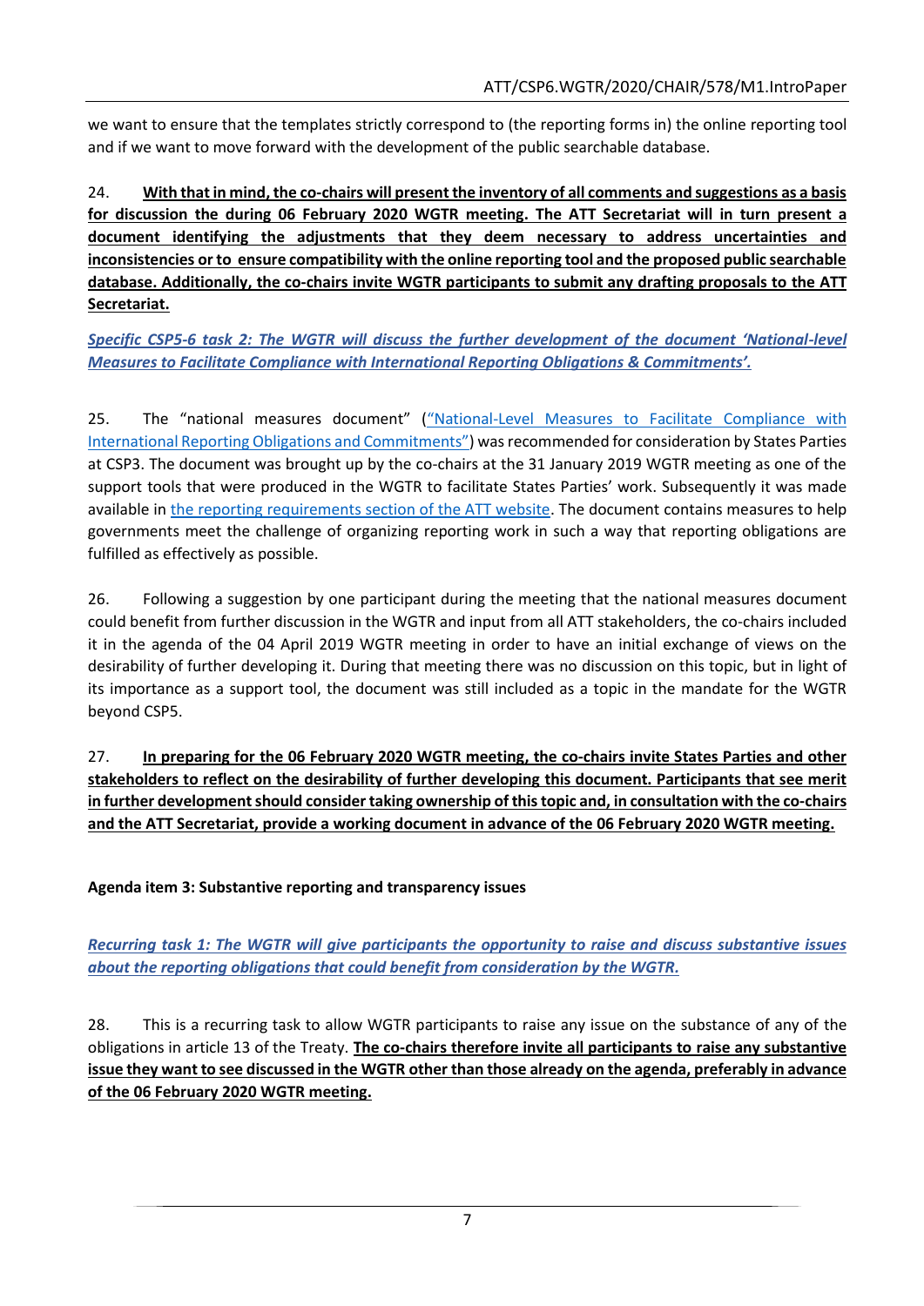we want to ensure that the templates strictly correspond to (the reporting forms in) the online reporting tool and if we want to move forward with the development of the public searchable database.

24. **With that in mind, the co-chairs will present the inventory of all comments and suggestions as a basis for discussion the during 06 February 2020 WGTR meeting. The ATT Secretariat will in turn present a document identifying the adjustments that they deem necessary to address uncertainties and inconsistencies or to ensure compatibility with the online reporting tool and the proposed public searchable database. Additionally, the co-chairs invite WGTR participants to submit any drafting proposals to the ATT Secretariat.**

***Specific CSP5-6 task 2: The WGTR will discuss the further development of the document 'National-level Measures to Facilitate Compliance with International Reporting Obligations & Commitments'.***

25. The "national measures document" ("National-Level Measures to Facilitate Compliance with International Reporting Obligations and Commitments") was recommended for consideration by States Parties at CSP3. The document was brought up by the co-chairs at the 31 January 2019 WGTR meeting as one of the support tools that were produced in the WGTR to facilitate States Parties' work. Subsequently it was made available in the reporting requirements section of the ATT website. The document contains measures to help governments meet the challenge of organizing reporting work in such a way that reporting obligations are fulfilled as effectively as possible.

26. Following a suggestion by one participant during the meeting that the national measures document could benefit from further discussion in the WGTR and input from all ATT stakeholders, the co-chairs included it in the agenda of the 04 April 2019 WGTR meeting in order to have an initial exchange of views on the desirability of further developing it. During that meeting there was no discussion on this topic, but in light of its importance as a support tool, the document was still included as a topic in the mandate for the WGTR beyond CSP5.

27. **In preparing for the 06 February 2020 WGTR meeting, the co-chairs invite States Parties and other stakeholders to reflect on the desirability of further developing this document. Participants that see merit in further development should consider taking ownership of this topic and, in consultation with the co-chairs and the ATT Secretariat, provide a working document in advance of the 06 February 2020 WGTR meeting.**

**Agenda item 3: Substantive reporting and transparency issues**

***Recurring task 1: The WGTR will give participants the opportunity to raise and discuss substantive issues about the reporting obligations that could benefit from consideration by the WGTR.***

28. This is a recurring task to allow WGTR participants to raise any issue on the substance of any of the obligations in article 13 of the Treaty. **The co-chairs therefore invite all participants to raise any substantive issue they want to see discussed in the WGTR other than those already on the agenda, preferably in advance of the 06 February 2020 WGTR meeting.**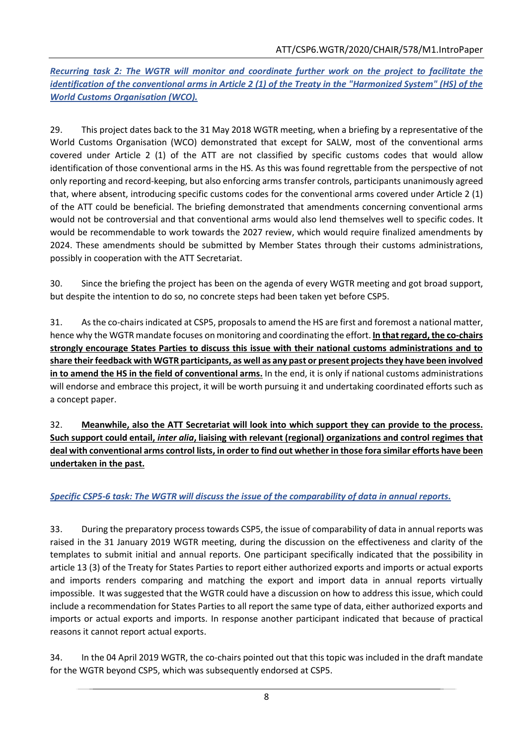***Recurring task 2: The WGTR will monitor and coordinate further work on the project to facilitate the identification of the conventional arms in Article 2 (1) of the Treaty in the "Harmonized System" (HS) of the World Customs Organisation (WCO).***

29. This project dates back to the 31 May 2018 WGTR meeting, when a briefing by a representative of the World Customs Organisation (WCO) demonstrated that except for SALW, most of the conventional arms covered under Article 2 (1) of the ATT are not classified by specific customs codes that would allow identification of those conventional arms in the HS. As this was found regrettable from the perspective of not only reporting and record-keeping, but also enforcing arms transfer controls, participants unanimously agreed that, where absent, introducing specific customs codes for the conventional arms covered under Article 2 (1) of the ATT could be beneficial. The briefing demonstrated that amendments concerning conventional arms would not be controversial and that conventional arms would also lend themselves well to specific codes. It would be recommendable to work towards the 2027 review, which would require finalized amendments by 2024. These amendments should be submitted by Member States through their customs administrations, possibly in cooperation with the ATT Secretariat.

30. Since the briefing the project has been on the agenda of every WGTR meeting and got broad support, but despite the intention to do so, no concrete steps had been taken yet before CSP5.

31. As the co-chairs indicated at CSP5, proposals to amend the HS are first and foremost a national matter, hence why the WGTR mandate focuses on monitoring and coordinating the effort. **In that regard, the co-chairs strongly encourage States Parties to discuss this issue with their national customs administrations and to share their feedback with WGTR participants, as well as any past or present projects they have been involved in to amend the HS in the field of conventional arms.** In the end, it is only if national customs administrations will endorse and embrace this project, it will be worth pursuing it and undertaking coordinated efforts such as a concept paper.

32. **Meanwhile, also the ATT Secretariat will look into which support they can provide to the process. Such support could entail, *inter alia*, liaising with relevant (regional) organizations and control regimes that deal with conventional arms control lists, in order to find out whether in those fora similar efforts have been undertaken in the past.**

***Specific CSP5-6 task: The WGTR will discuss the issue of the comparability of data in annual reports.***

33. During the preparatory process towards CSP5, the issue of comparability of data in annual reports was raised in the 31 January 2019 WGTR meeting, during the discussion on the effectiveness and clarity of the templates to submit initial and annual reports. One participant specifically indicated that the possibility in article 13 (3) of the Treaty for States Parties to report either authorized exports and imports or actual exports and imports renders comparing and matching the export and import data in annual reports virtually impossible. It was suggested that the WGTR could have a discussion on how to address this issue, which could include a recommendation for States Parties to all report the same type of data, either authorized exports and imports or actual exports and imports. In response another participant indicated that because of practical reasons it cannot report actual exports.

34. In the 04 April 2019 WGTR, the co-chairs pointed out that this topic was included in the draft mandate for the WGTR beyond CSP5, which was subsequently endorsed at CSP5.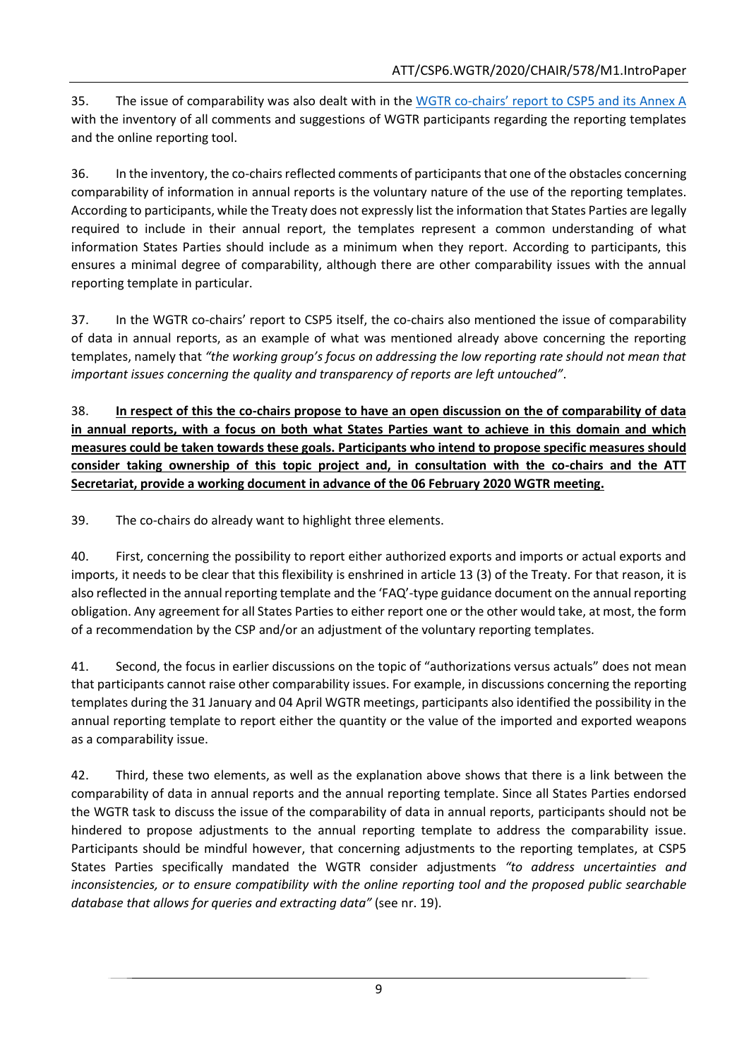35. The issue of comparability was also dealt with in the WGTR co-chairs' report to CSP5 and its Annex A with the inventory of all comments and suggestions of WGTR participants regarding the reporting templates and the online reporting tool.

36. In the inventory, the co-chairs reflected comments of participants that one of the obstacles concerning comparability of information in annual reports is the voluntary nature of the use of the reporting templates. According to participants, while the Treaty does not expressly list the information that States Parties are legally required to include in their annual report, the templates represent a common understanding of what information States Parties should include as a minimum when they report. According to participants, this ensures a minimal degree of comparability, although there are other comparability issues with the annual reporting template in particular.

37. In the WGTR co-chairs' report to CSP5 itself, the co-chairs also mentioned the issue of comparability of data in annual reports, as an example of what was mentioned already above concerning the reporting templates, namely that *"the working group's focus on addressing the low reporting rate should not mean that important issues concerning the quality and transparency of reports are left untouched"*.

38. **In respect of this the co-chairs propose to have an open discussion on the of comparability of data in annual reports, with a focus on both what States Parties want to achieve in this domain and which measures could be taken towards these goals. Participants who intend to propose specific measures should consider taking ownership of this topic project and, in consultation with the co-chairs and the ATT Secretariat, provide a working document in advance of the 06 February 2020 WGTR meeting.**

39. The co-chairs do already want to highlight three elements.

40. First, concerning the possibility to report either authorized exports and imports or actual exports and imports, it needs to be clear that this flexibility is enshrined in article 13 (3) of the Treaty. For that reason, it is also reflected in the annual reporting template and the 'FAQ'-type guidance document on the annual reporting obligation. Any agreement for all States Parties to either report one or the other would take, at most, the form of a recommendation by the CSP and/or an adjustment of the voluntary reporting templates.

41. Second, the focus in earlier discussions on the topic of "authorizations versus actuals" does not mean that participants cannot raise other comparability issues. For example, in discussions concerning the reporting templates during the 31 January and 04 April WGTR meetings, participants also identified the possibility in the annual reporting template to report either the quantity or the value of the imported and exported weapons as a comparability issue.

42. Third, these two elements, as well as the explanation above shows that there is a link between the comparability of data in annual reports and the annual reporting template. Since all States Parties endorsed the WGTR task to discuss the issue of the comparability of data in annual reports, participants should not be hindered to propose adjustments to the annual reporting template to address the comparability issue. Participants should be mindful however, that concerning adjustments to the reporting templates, at CSP5 States Parties specifically mandated the WGTR consider adjustments *"to address uncertainties and inconsistencies, or to ensure compatibility with the online reporting tool and the proposed public searchable database that allows for queries and extracting data"* (see nr. 19).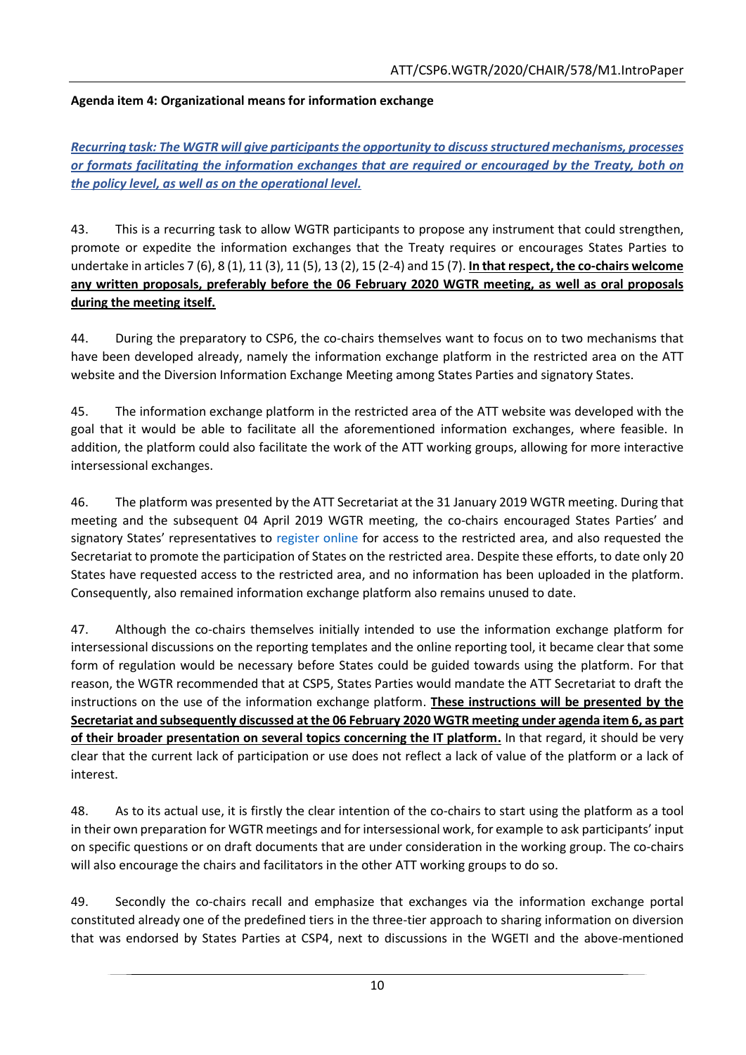**Agenda item 4: Organizational means for information exchange**

***Recurring task: The WGTR will give participants the opportunity to discuss structured mechanisms, processes or formats facilitating the information exchanges that are required or encouraged by the Treaty, both on the policy level, as well as on the operational level.***

43. This is a recurring task to allow WGTR participants to propose any instrument that could strengthen, promote or expedite the information exchanges that the Treaty requires or encourages States Parties to undertake in articles 7 (6), 8 (1), 11 (3), 11 (5), 13 (2), 15 (2-4) and 15 (7). **In that respect, the co-chairs welcome any written proposals, preferably before the 06 February 2020 WGTR meeting, as well as oral proposals during the meeting itself.**

44. During the preparatory to CSP6, the co-chairs themselves want to focus on to two mechanisms that have been developed already, namely the information exchange platform in the restricted area on the ATT website and the Diversion Information Exchange Meeting among States Parties and signatory States.

45. The information exchange platform in the restricted area of the ATT website was developed with the goal that it would be able to facilitate all the aforementioned information exchanges, where feasible. In addition, the platform could also facilitate the work of the ATT working groups, allowing for more interactive intersessional exchanges.

46. The platform was presented by the ATT Secretariat at the 31 January 2019 WGTR meeting. During that meeting and the subsequent 04 April 2019 WGTR meeting, the co-chairs encouraged States Parties' and signatory States' representatives to register online for access to the restricted area, and also requested the Secretariat to promote the participation of States on the restricted area. Despite these efforts, to date only 20 States have requested access to the restricted area, and no information has been uploaded in the platform. Consequently, also remained information exchange platform also remains unused to date.

47. Although the co-chairs themselves initially intended to use the information exchange platform for intersessional discussions on the reporting templates and the online reporting tool, it became clear that some form of regulation would be necessary before States could be guided towards using the platform. For that reason, the WGTR recommended that at CSP5, States Parties would mandate the ATT Secretariat to draft the instructions on the use of the information exchange platform. **These instructions will be presented by the Secretariat and subsequently discussed at the 06 February 2020 WGTR meeting under agenda item 6, as part of their broader presentation on several topics concerning the IT platform.** In that regard, it should be very clear that the current lack of participation or use does not reflect a lack of value of the platform or a lack of interest.

48. As to its actual use, it is firstly the clear intention of the co-chairs to start using the platform as a tool in their own preparation for WGTR meetings and for intersessional work, for example to ask participants' input on specific questions or on draft documents that are under consideration in the working group. The co-chairs will also encourage the chairs and facilitators in the other ATT working groups to do so.

49. Secondly the co-chairs recall and emphasize that exchanges via the information exchange portal constituted already one of the predefined tiers in the three-tier approach to sharing information on diversion that was endorsed by States Parties at CSP4, next to discussions in the WGETI and the above-mentioned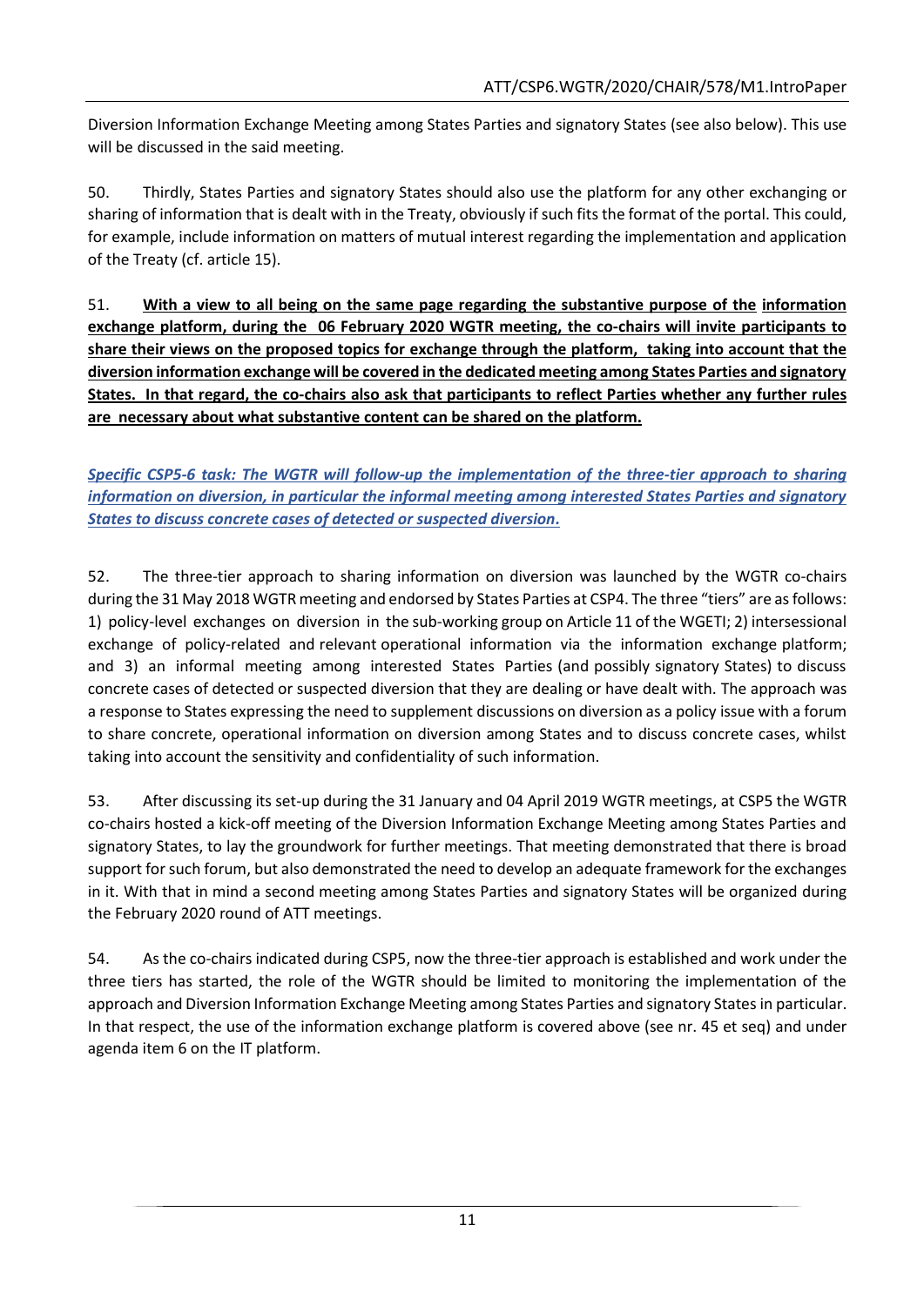Diversion Information Exchange Meeting among States Parties and signatory States (see also below). This use will be discussed in the said meeting.

50. Thirdly, States Parties and signatory States should also use the platform for any other exchanging or sharing of information that is dealt with in the Treaty, obviously if such fits the format of the portal. This could, for example, include information on matters of mutual interest regarding the implementation and application of the Treaty (cf. article 15).

51. **With a view to all being on the same page regarding the substantive purpose of the information exchange platform, during the 06 February 2020 WGTR meeting, the co-chairs will invite participants to share their views on the proposed topics for exchange through the platform, taking into account that the diversion information exchange will be covered in the dedicated meeting among States Parties and signatory States. In that regard, the co-chairs also ask that participants to reflect Parties whether any further rules are necessary about what substantive content can be shared on the platform.**

***Specific CSP5-6 task: The WGTR will follow-up the implementation of the three-tier approach to sharing information on diversion, in particular the informal meeting among interested States Parties and signatory States to discuss concrete cases of detected or suspected diversion.***

52. The three-tier approach to sharing information on diversion was launched by the WGTR co-chairs during the 31 May 2018 WGTR meeting and endorsed by States Parties at CSP4. The three "tiers" are as follows: 1) policy-level exchanges on diversion in the sub-working group on Article 11 of the WGETI; 2) intersessional exchange of policy-related and relevant operational information via the information exchange platform; and 3) an informal meeting among interested States Parties (and possibly signatory States) to discuss concrete cases of detected or suspected diversion that they are dealing or have dealt with. The approach was a response to States expressing the need to supplement discussions on diversion as a policy issue with a forum to share concrete, operational information on diversion among States and to discuss concrete cases, whilst taking into account the sensitivity and confidentiality of such information.

53. After discussing its set-up during the 31 January and 04 April 2019 WGTR meetings, at CSP5 the WGTR co-chairs hosted a kick-off meeting of the Diversion Information Exchange Meeting among States Parties and signatory States, to lay the groundwork for further meetings. That meeting demonstrated that there is broad support for such forum, but also demonstrated the need to develop an adequate framework for the exchanges in it. With that in mind a second meeting among States Parties and signatory States will be organized during the February 2020 round of ATT meetings.

54. As the co-chairs indicated during CSP5, now the three-tier approach is established and work under the three tiers has started, the role of the WGTR should be limited to monitoring the implementation of the approach and Diversion Information Exchange Meeting among States Parties and signatory States in particular. In that respect, the use of the information exchange platform is covered above (see nr. 45 et seq) and under agenda item 6 on the IT platform.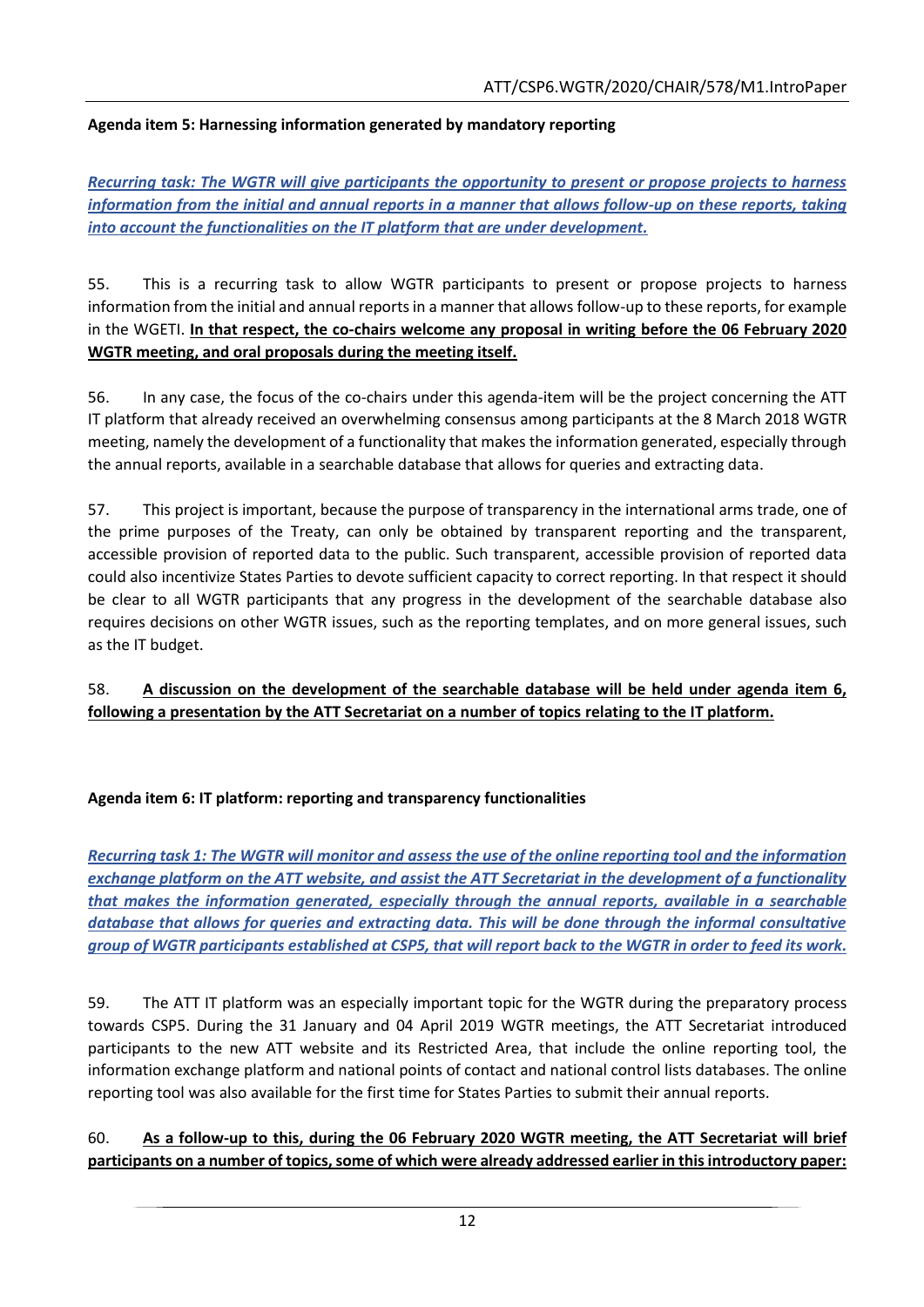**Agenda item 5: Harnessing information generated by mandatory reporting**

***Recurring task: The WGTR will give participants the opportunity to present or propose projects to harness information from the initial and annual reports in a manner that allows follow-up on these reports, taking into account the functionalities on the IT platform that are under development.***

55. This is a recurring task to allow WGTR participants to present or propose projects to harness information from the initial and annual reports in a manner that allows follow-up to these reports, for example in the WGETI. **In that respect, the co-chairs welcome any proposal in writing before the 06 February 2020 WGTR meeting, and oral proposals during the meeting itself.**

56. In any case, the focus of the co-chairs under this agenda-item will be the project concerning the ATT IT platform that already received an overwhelming consensus among participants at the 8 March 2018 WGTR meeting, namely the development of a functionality that makes the information generated, especially through the annual reports, available in a searchable database that allows for queries and extracting data.

57. This project is important, because the purpose of transparency in the international arms trade, one of the prime purposes of the Treaty, can only be obtained by transparent reporting and the transparent, accessible provision of reported data to the public. Such transparent, accessible provision of reported data could also incentivize States Parties to devote sufficient capacity to correct reporting. In that respect it should be clear to all WGTR participants that any progress in the development of the searchable database also requires decisions on other WGTR issues, such as the reporting templates, and on more general issues, such as the IT budget.

58. **A discussion on the development of the searchable database will be held under agenda item 6, following a presentation by the ATT Secretariat on a number of topics relating to the IT platform.**

**Agenda item 6: IT platform: reporting and transparency functionalities**

***Recurring task 1: The WGTR will monitor and assess the use of the online reporting tool and the information exchange platform on the ATT website, and assist the ATT Secretariat in the development of a functionality that makes the information generated, especially through the annual reports, available in a searchable database that allows for queries and extracting data. This will be done through the informal consultative group of WGTR participants established at CSP5, that will report back to the WGTR in order to feed its work.***

59. The ATT IT platform was an especially important topic for the WGTR during the preparatory process towards CSP5. During the 31 January and 04 April 2019 WGTR meetings, the ATT Secretariat introduced participants to the new ATT website and its Restricted Area, that include the online reporting tool, the information exchange platform and national points of contact and national control lists databases. The online reporting tool was also available for the first time for States Parties to submit their annual reports.

60. **As a follow-up to this, during the 06 February 2020 WGTR meeting, the ATT Secretariat will brief participants on a number of topics, some of which were already addressed earlier in this introductory paper:**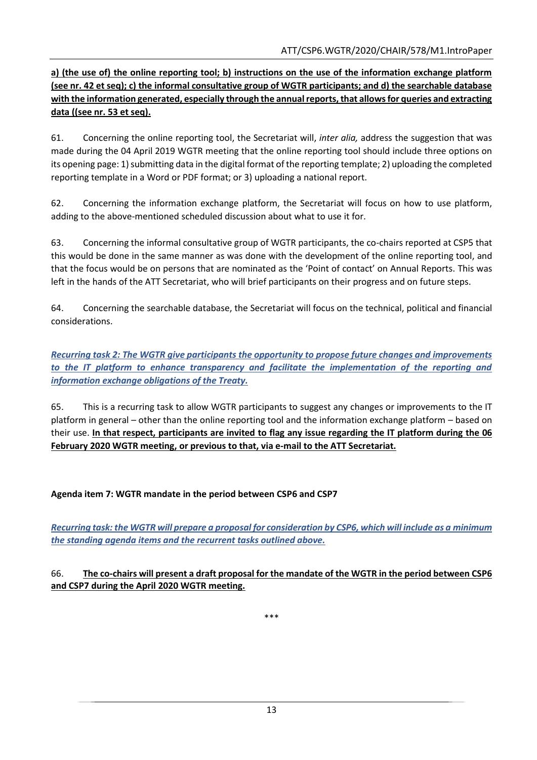**a) (the use of) the online reporting tool; b) instructions on the use of the information exchange platform (see nr. 42 et seq); c) the informal consultative group of WGTR participants; and d) the searchable database with the information generated, especially through the annual reports, that allows for queries and extracting data ((see nr. 53 et seq).**

61. Concerning the online reporting tool, the Secretariat will, *inter alia,* address the suggestion that was made during the 04 April 2019 WGTR meeting that the online reporting tool should include three options on its opening page: 1) submitting data in the digital format of the reporting template; 2) uploading the completed reporting template in a Word or PDF format; or 3) uploading a national report.

62. Concerning the information exchange platform, the Secretariat will focus on how to use platform, adding to the above-mentioned scheduled discussion about what to use it for.

63. Concerning the informal consultative group of WGTR participants, the co-chairs reported at CSP5 that this would be done in the same manner as was done with the development of the online reporting tool, and that the focus would be on persons that are nominated as the 'Point of contact' on Annual Reports. This was left in the hands of the ATT Secretariat, who will brief participants on their progress and on future steps.

64. Concerning the searchable database, the Secretariat will focus on the technical, political and financial considerations.

*Recurring task 2: The WGTR give participants the opportunity to propose future changes and improvements to the IT platform to enhance transparency and facilitate the implementation of the reporting and information exchange obligations of the Treaty.*

65. This is a recurring task to allow WGTR participants to suggest any changes or improvements to the IT platform in general – other than the online reporting tool and the information exchange platform – based on their use. **In that respect, participants are invited to flag any issue regarding the IT platform during the 06 February 2020 WGTR meeting, or previous to that, via e-mail to the ATT Secretariat.**

**Agenda item 7: WGTR mandate in the period between CSP6 and CSP7**

*Recurring task: the WGTR will prepare a proposal for consideration by CSP6, which will include as a minimum the standing agenda items and the recurrent tasks outlined above.*

66. **The co-chairs will present a draft proposal for the mandate of the WGTR in the period between CSP6 and CSP7 during the April 2020 WGTR meeting.**

\*\*\*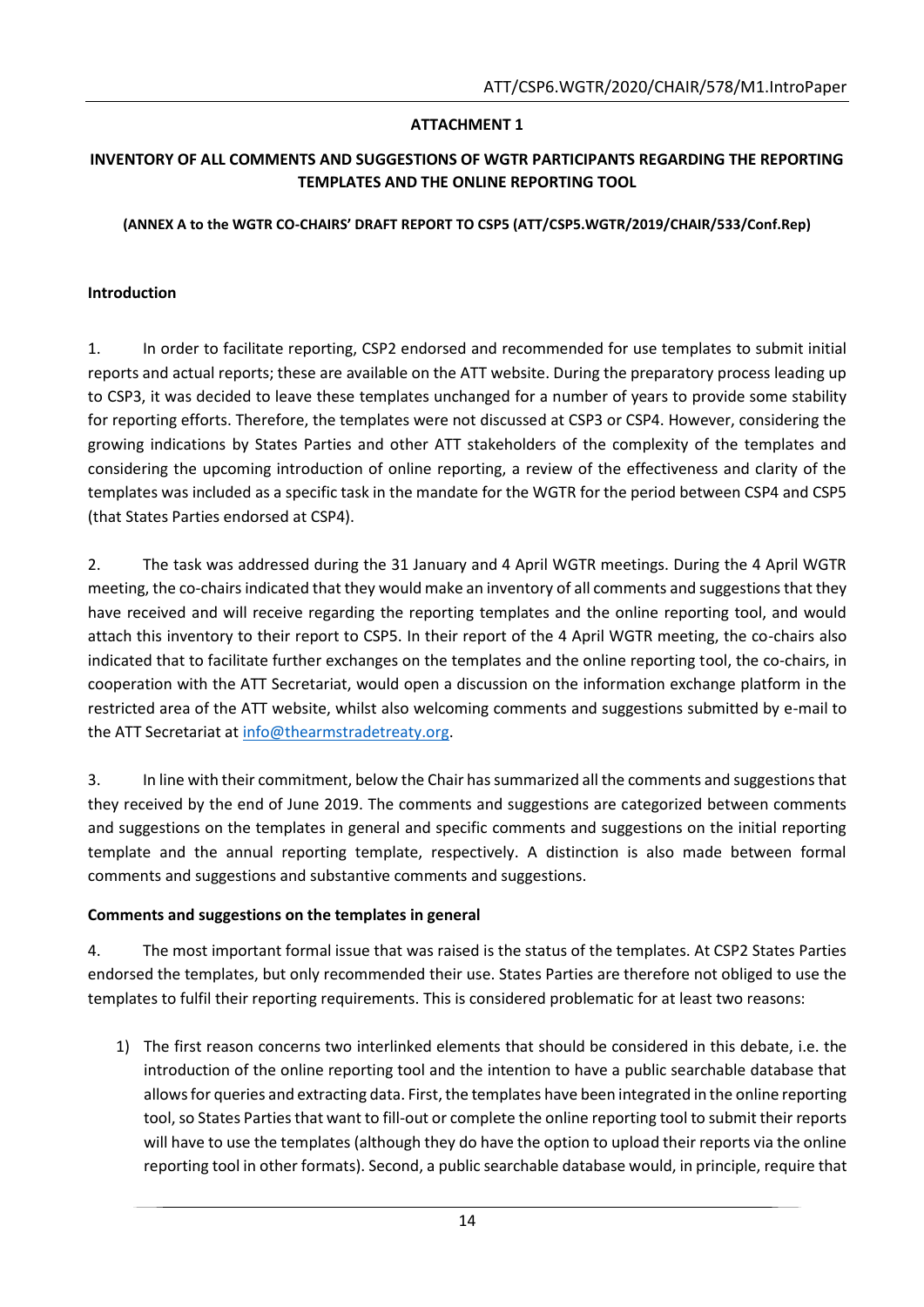## ATTACHMENT 1

## INVENTORY OF ALL COMMENTS AND SUGGESTIONS OF WGTR PARTICIPANTS REGARDING THE REPORTING TEMPLATES AND THE ONLINE REPORTING TOOL

**(ANNEX A to the WGTR CO-CHAIRS' DRAFT REPORT TO CSP5 (ATT/CSP5.WGTR/2019/CHAIR/533/Conf.Rep)**

### Introduction

1. In order to facilitate reporting, CSP2 endorsed and recommended for use templates to submit initial reports and actual reports; these are available on the ATT website. During the preparatory process leading up to CSP3, it was decided to leave these templates unchanged for a number of years to provide some stability for reporting efforts. Therefore, the templates were not discussed at CSP3 or CSP4. However, considering the growing indications by States Parties and other ATT stakeholders of the complexity of the templates and considering the upcoming introduction of online reporting, a review of the effectiveness and clarity of the templates was included as a specific task in the mandate for the WGTR for the period between CSP4 and CSP5 (that States Parties endorsed at CSP4).

2. The task was addressed during the 31 January and 4 April WGTR meetings. During the 4 April WGTR meeting, the co-chairs indicated that they would make an inventory of all comments and suggestions that they have received and will receive regarding the reporting templates and the online reporting tool, and would attach this inventory to their report to CSP5. In their report of the 4 April WGTR meeting, the co-chairs also indicated that to facilitate further exchanges on the templates and the online reporting tool, the co-chairs, in cooperation with the ATT Secretariat, would open a discussion on the information exchange platform in the restricted area of the ATT website, whilst also welcoming comments and suggestions submitted by e-mail to the ATT Secretariat at info@thearmstradetreaty.org.

3. In line with their commitment, below the Chair has summarized all the comments and suggestions that they received by the end of June 2019. The comments and suggestions are categorized between comments and suggestions on the templates in general and specific comments and suggestions on the initial reporting template and the annual reporting template, respectively. A distinction is also made between formal comments and suggestions and substantive comments and suggestions.

### Comments and suggestions on the templates in general

4. The most important formal issue that was raised is the status of the templates. At CSP2 States Parties endorsed the templates, but only recommended their use. States Parties are therefore not obliged to use the templates to fulfil their reporting requirements. This is considered problematic for at least two reasons:

1) The first reason concerns two interlinked elements that should be considered in this debate, i.e. the introduction of the online reporting tool and the intention to have a public searchable database that allows for queries and extracting data. First, the templates have been integrated in the online reporting tool, so States Parties that want to fill-out or complete the online reporting tool to submit their reports will have to use the templates (although they do have the option to upload their reports via the online reporting tool in other formats). Second, a public searchable database would, in principle, require that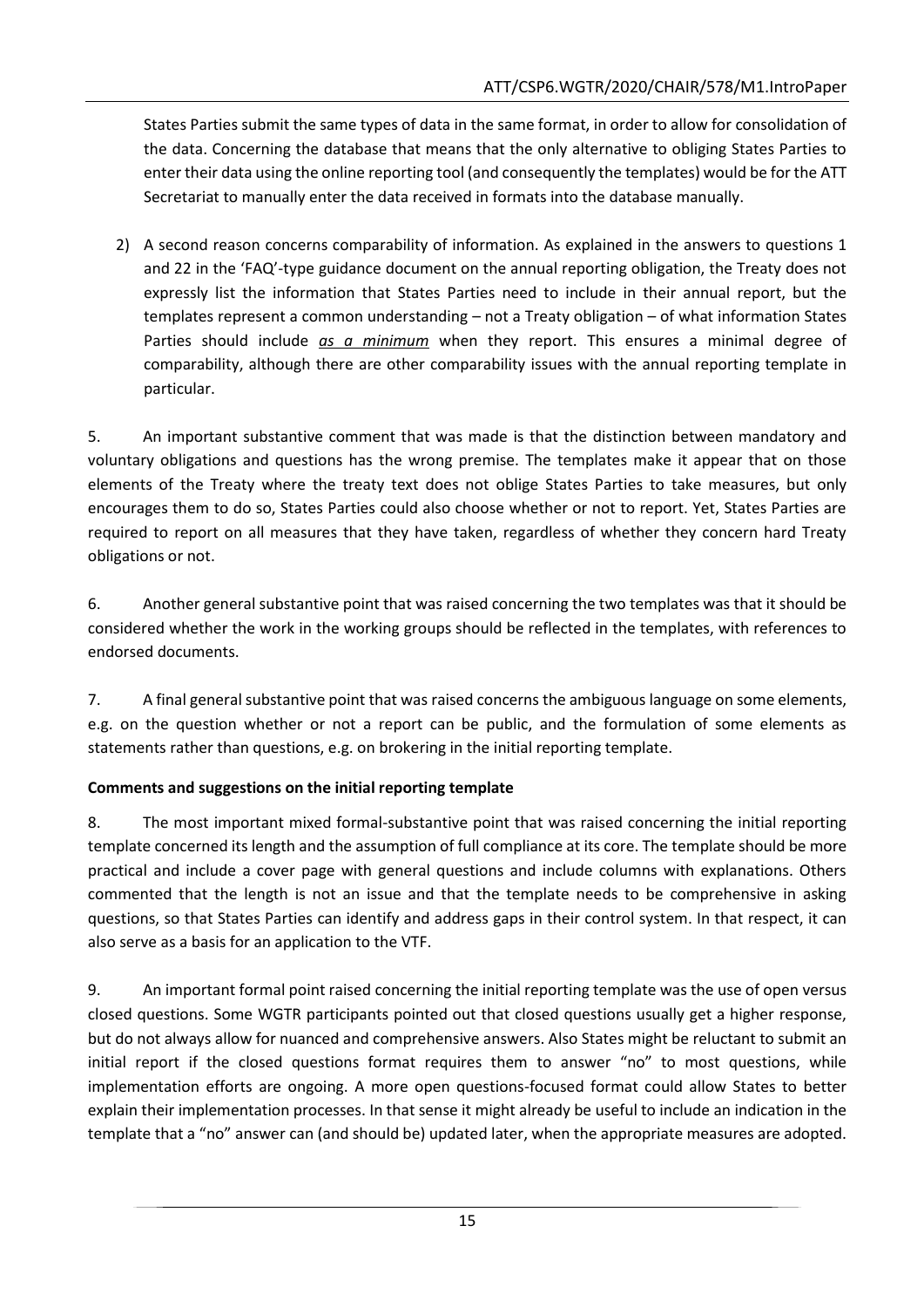States Parties submit the same types of data in the same format, in order to allow for consolidation of the data. Concerning the database that means that the only alternative to obliging States Parties to enter their data using the online reporting tool (and consequently the templates) would be for the ATT Secretariat to manually enter the data received in formats into the database manually.

2) A second reason concerns comparability of information. As explained in the answers to questions 1 and 22 in the 'FAQ'-type guidance document on the annual reporting obligation, the Treaty does not expressly list the information that States Parties need to include in their annual report, but the templates represent a common understanding – not a Treaty obligation – of what information States Parties should include ***as a minimum*** when they report. This ensures a minimal degree of comparability, although there are other comparability issues with the annual reporting template in particular.

5. An important substantive comment that was made is that the distinction between mandatory and voluntary obligations and questions has the wrong premise. The templates make it appear that on those elements of the Treaty where the treaty text does not oblige States Parties to take measures, but only encourages them to do so, States Parties could also choose whether or not to report. Yet, States Parties are required to report on all measures that they have taken, regardless of whether they concern hard Treaty obligations or not.

6. Another general substantive point that was raised concerning the two templates was that it should be considered whether the work in the working groups should be reflected in the templates, with references to endorsed documents.

7. A final general substantive point that was raised concerns the ambiguous language on some elements, e.g. on the question whether or not a report can be public, and the formulation of some elements as statements rather than questions, e.g. on brokering in the initial reporting template.

**Comments and suggestions on the initial reporting template**

8. The most important mixed formal-substantive point that was raised concerning the initial reporting template concerned its length and the assumption of full compliance at its core. The template should be more practical and include a cover page with general questions and include columns with explanations. Others commented that the length is not an issue and that the template needs to be comprehensive in asking questions, so that States Parties can identify and address gaps in their control system. In that respect, it can also serve as a basis for an application to the VTF.

9. An important formal point raised concerning the initial reporting template was the use of open versus closed questions. Some WGTR participants pointed out that closed questions usually get a higher response, but do not always allow for nuanced and comprehensive answers. Also States might be reluctant to submit an initial report if the closed questions format requires them to answer "no" to most questions, while implementation efforts are ongoing. A more open questions-focused format could allow States to better explain their implementation processes. In that sense it might already be useful to include an indication in the template that a "no" answer can (and should be) updated later, when the appropriate measures are adopted.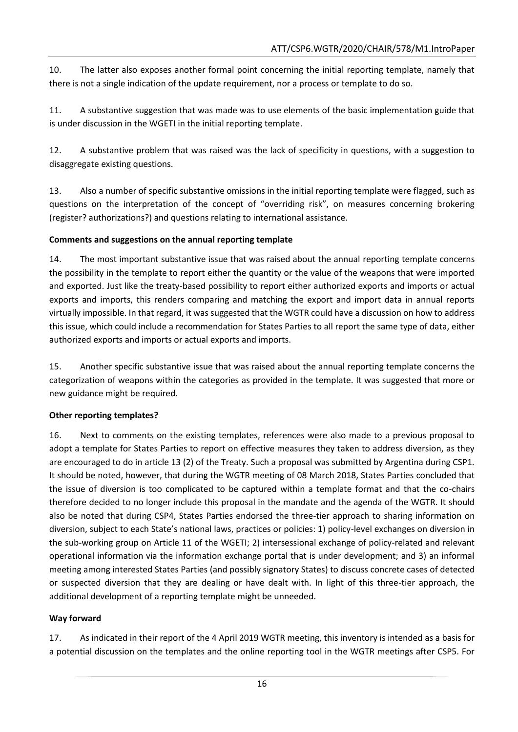10. The latter also exposes another formal point concerning the initial reporting template, namely that there is not a single indication of the update requirement, nor a process or template to do so.

11. A substantive suggestion that was made was to use elements of the basic implementation guide that is under discussion in the WGETI in the initial reporting template.

12. A substantive problem that was raised was the lack of specificity in questions, with a suggestion to disaggregate existing questions.

13. Also a number of specific substantive omissions in the initial reporting template were flagged, such as questions on the interpretation of the concept of "overriding risk", on measures concerning brokering (register? authorizations?) and questions relating to international assistance.

**Comments and suggestions on the annual reporting template**

14. The most important substantive issue that was raised about the annual reporting template concerns the possibility in the template to report either the quantity or the value of the weapons that were imported and exported. Just like the treaty-based possibility to report either authorized exports and imports or actual exports and imports, this renders comparing and matching the export and import data in annual reports virtually impossible. In that regard, it was suggested that the WGTR could have a discussion on how to address this issue, which could include a recommendation for States Parties to all report the same type of data, either authorized exports and imports or actual exports and imports.

15. Another specific substantive issue that was raised about the annual reporting template concerns the categorization of weapons within the categories as provided in the template. It was suggested that more or new guidance might be required.

**Other reporting templates?**

16. Next to comments on the existing templates, references were also made to a previous proposal to adopt a template for States Parties to report on effective measures they taken to address diversion, as they are encouraged to do in article 13 (2) of the Treaty. Such a proposal was submitted by Argentina during CSP1. It should be noted, however, that during the WGTR meeting of 08 March 2018, States Parties concluded that the issue of diversion is too complicated to be captured within a template format and that the co-chairs therefore decided to no longer include this proposal in the mandate and the agenda of the WGTR. It should also be noted that during CSP4, States Parties endorsed the three-tier approach to sharing information on diversion, subject to each State's national laws, practices or policies: 1) policy-level exchanges on diversion in the sub-working group on Article 11 of the WGETI; 2) intersessional exchange of policy-related and relevant operational information via the information exchange portal that is under development; and 3) an informal meeting among interested States Parties (and possibly signatory States) to discuss concrete cases of detected or suspected diversion that they are dealing or have dealt with. In light of this three-tier approach, the additional development of a reporting template might be unneeded.

**Way forward**

17. As indicated in their report of the 4 April 2019 WGTR meeting, this inventory is intended as a basis for a potential discussion on the templates and the online reporting tool in the WGTR meetings after CSP5. For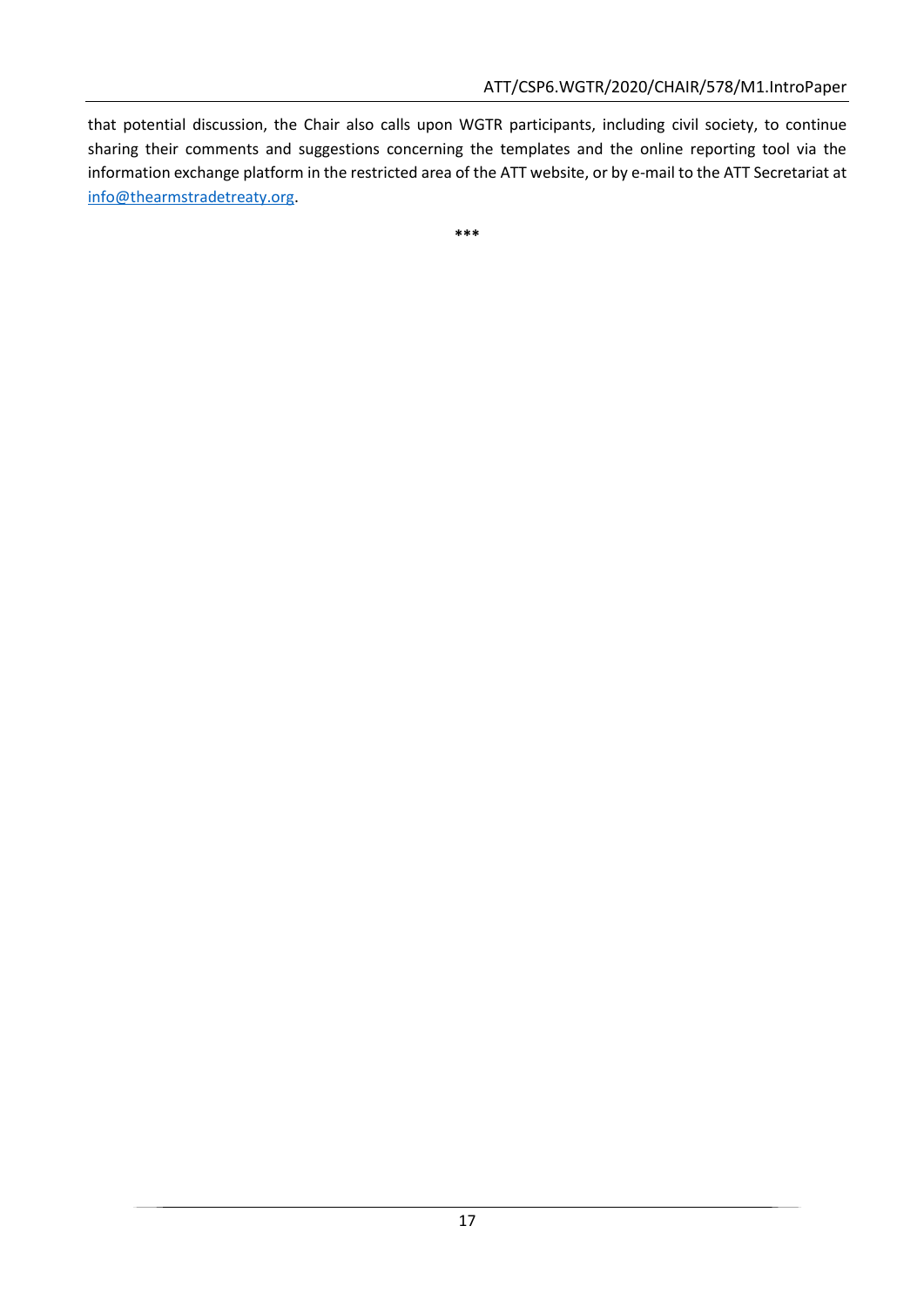that potential discussion, the Chair also calls upon WGTR participants, including civil society, to continue sharing their comments and suggestions concerning the templates and the online reporting tool via the information exchange platform in the restricted area of the ATT website, or by e-mail to the ATT Secretariat at info@thearmstradetreaty.org.

***